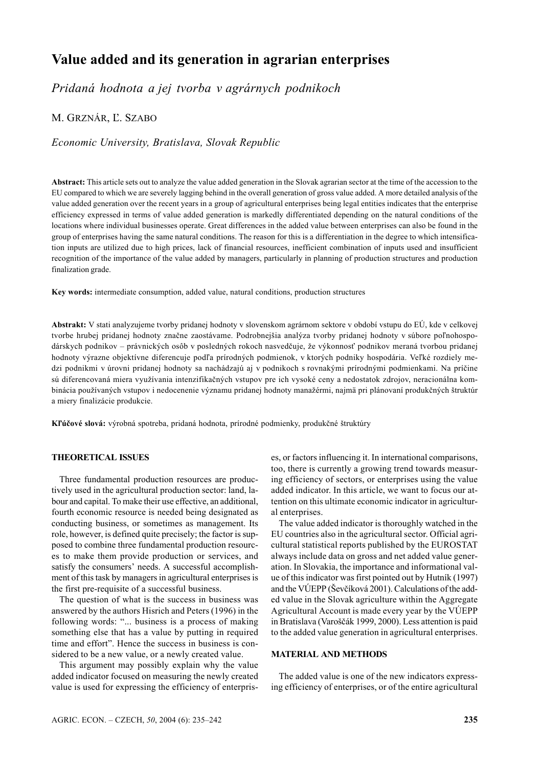# Value added and its generation in agrarian enterprises

*Pridaná hodnota a jej tvorba v agrárnych podnikoch*

M. Grznár, Ľ. Szabo

*Economic University, Bratislava, Slovak Republic*

**Abstract:** This article sets out to analyze the value added generation in the Slovak agrarian sector at the time of the accession to the EU compared to which we are severely lagging behind in the overall generation of gross value added. A more detailed analysis of the value added generation over the recent years in a group of agricultural enterprises being legal entities indicates that the enterprise efficiency expressed in terms of value added generation is markedly differentiated depending on the natural conditions of the locations where individual businesses operate. Great differences in the added value between enterprises can also be found in the group of enterprises having the same natural conditions. The reason for this is a differentiation in the degree to which intensification inputs are utilized due to high prices, lack of financial resources, inefficient combination of inputs used and insufficient recognition of the importance of the value added by managers, particularly in planning of production structures and production finalization grade.

**Key words:** intermediate consumption, added value, natural conditions, production structures

**Abstrakt:** V stati analyzujeme tvorby pridanej hodnoty v slovenskom agrárnom sektore v období vstupu do EÚ, kde v celkovej tvorbe hrubej pridanej hodnoty značne zaostávame. Podrobnejšia analýza tvorby pridanej hodnoty v súbore poľnohospodárskych podnikov – právnických osôb v posledných rokoch nasvedčuje, že výkonnosť podnikov meraná tvorbou pridanej hodnoty výrazne objektívne diferencuje podľa prírodných podmienok, v ktorých podniky hospodária. Veľké rozdiely medzi podnikmi v úrovni pridanej hodnoty sa nachádzajú aj v podnikoch s rovnakými prírodnými podmienkami. Na príčine sú diferencovaná miera využívania intenzifikačných vstupov pre ich vysoké ceny a nedostatok zdrojov, neracionálna kombinácia používaných vstupov i nedocenenie významu pridanej hodnoty manažérmi, najmä pri plánovaní produkčných štruktúr a miery finalizácie produkcie.

**Kľúčové slová:** výrobná spotreba, pridaná hodnota, prírodné podmienky, produkčné štruktúry

## THEORETICAL ISSUES

Three fundamental production resources are productively used in the agricultural production sector: land, labour and capital. To make their use effective, an additional, fourth economic resource is needed being designated as conducting business, or sometimes as management. Its role, however, is defined quite precisely; the factor is supposed to combine three fundamental production resources to make them provide production or services, and satisfy the consumers' needs. A successful accomplishment of this task by managers in agricultural enterprises is the first pre-requisite of a successful business.

The question of what is the success in business was answered by the authors Hisrich and Peters (1996) in the following words: "... business is a process of making something else that has a value by putting in required time and effort". Hence the success in business is considered to be a new value, or a newly created value.

This argument may possibly explain why the value added indicator focused on measuring the newly created value is used for expressing the efficiency of enterprises, or factors influencing it. In international comparisons, too, there is currently a growing trend towards measuring efficiency of sectors, or enterprises using the value added indicator. In this article, we want to focus our attention on this ultimate economic indicator in agricultural enterprises.

The value added indicator is thoroughly watched in the EU countries also in the agricultural sector. Official agricultural statistical reports published by the EUROSTAT always include data on gross and net added value generation. In Slovakia, the importance and informational value of this indicator was first pointed out by Hutník (1997) and the VÚEPP (Ševčíková 2001). Calculations of the added value in the Slovak agriculture within the Aggregate Agricultural Account is made every year by the VÚEPP in Bratislava (Varoščák 1999, 2000). Less attention is paid to the added value generation in agricultural enterprises.

## MATERIAL AND METHODS

The added value is one of the new indicators expressing efficiency of enterprises, or of the entire agricultural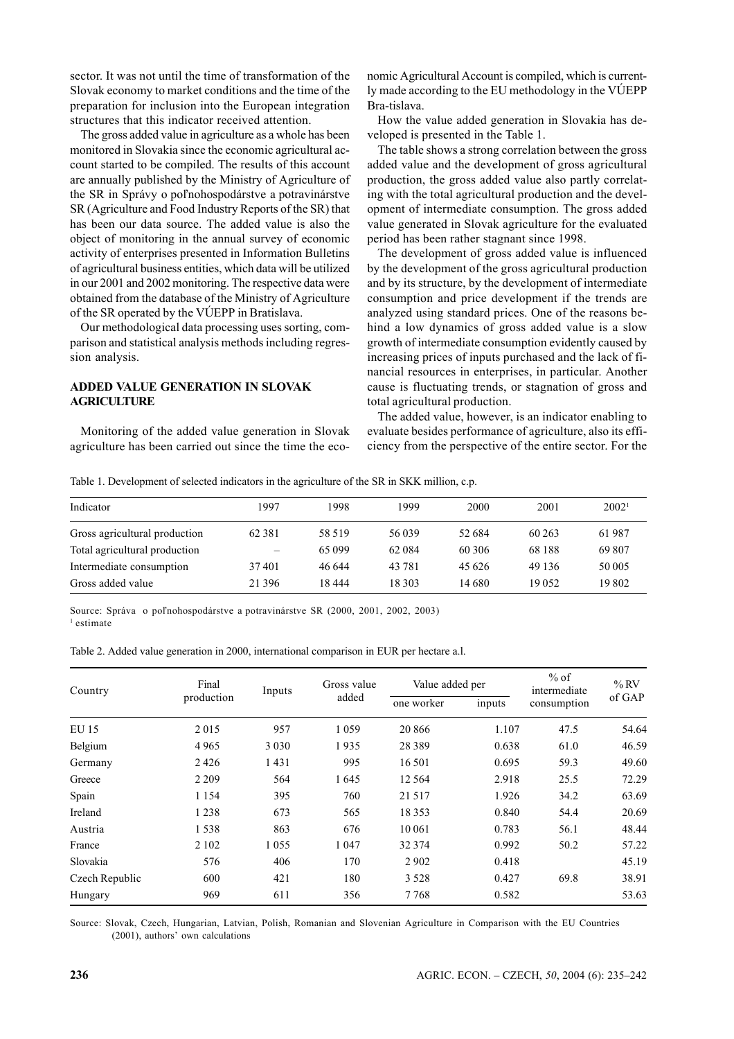sector. It was not until the time of transformation of the Slovak economy to market conditions and the time of the preparation for inclusion into the European integration structures that this indicator received attention.

The gross added value in agriculture as a whole has been monitored in Slovakia since the economic agricultural account started to be compiled. The results of this account are annually published by the Ministry of Agriculture of the SR in Správy o poľnohospodárstve a potravinárstve SR (Agriculture and Food Industry Reports of the SR) that has been our data source. The added value is also the object of monitoring in the annual survey of economic activity of enterprises presented in Information Bulletins of agricultural business entities, which data will be utilized in our 2001 and 2002 monitoring. The respective data were obtained from the database of the Ministry of Agriculture of the SR operated by the VÚEPP in Bratislava.

Our methodological data processing uses sorting, comparison and statistical analysis methods including regression analysis.

## ADDED VALUE GENERATION IN SLOVAK AGRICULTURE

Monitoring of the added value generation in Slovak agriculture has been carried out since the time the economic Agricultural Account is compiled, which is currently made according to the EU methodology in the VÚEPP Bra-tislava.

How the value added generation in Slovakia has developed is presented in the Table 1.

The table shows a strong correlation between the gross added value and the development of gross agricultural production, the gross added value also partly correlating with the total agricultural production and the development of intermediate consumption. The gross added value generated in Slovak agriculture for the evaluated period has been rather stagnant since 1998.

The development of gross added value is influenced by the development of the gross agricultural production and by its structure, by the development of intermediate consumption and price development if the trends are analyzed using standard prices. One of the reasons behind a low dynamics of gross added value is a slow growth of intermediate consumption evidently caused by increasing prices of inputs purchased and the lack of financial resources in enterprises, in particular. Another cause is fluctuating trends, or stagnation of gross and total agricultural production.

The added value, however, is an indicator enabling to evaluate besides performance of agriculture, also its efficiency from the perspective of the entire sector. For the

Table 1. Development of selected indicators in the agriculture of the SR in SKK million, c.p.

| Indicator | 1997 | 1998 | 1999 | 2000 | 2001 | 2002[1] |
|---|---|---|---|---|---|---|
| Gross agricultural production | 62 381 | 58 519 | 56 039 | 52 684 | 60 263 | 61 987 |
| Total agricultural production | – | 65 099 | 62 084 | 60 306 | 68 188 | 69 807 |
| Intermediate consumption | 37 401 | 46 644 | 43 781 | 45 626 | 49 136 | 50 005 |
| Gross added value | 21 396 | 18 444 | 18 303 | 14 680 | 19 052 | 19 802 |

Source: Správa o poľnohospodárstve a potravinárstve SR (2000, 2001, 2002, 2003)
[1] estimate

Table 2. Added value generation in 2000, international comparison in EUR per hectare a.l.

| Country | Final production | Inputs | Gross value added | Value added per | | % of intermediate consumption | % RV of GAP |
|---|---|---|---|---|---|---|---|
| | | | | one worker | inputs | | |
| EU 15 | 2 015 | 957 | 1 059 | 20 866 | 1.107 | 47.5 | 54.64 |
| Belgium | 4 965 | 3 030 | 1 935 | 28 389 | 0.638 | 61.0 | 46.59 |
| Germany | 2 426 | 1 431 | 995 | 16 501 | 0.695 | 59.3 | 49.60 |
| Greece | 2 209 | 564 | 1 645 | 12 564 | 2.918 | 25.5 | 72.29 |
| Spain | 1 154 | 395 | 760 | 21 517 | 1.926 | 34.2 | 63.69 |
| Ireland | 1 238 | 673 | 565 | 18 353 | 0.840 | 54.4 | 20.69 |
| Austria | 1 538 | 863 | 676 | 10 061 | 0.783 | 56.1 | 48.44 |
| France | 2 102 | 1 055 | 1 047 | 32 374 | 0.992 | 50.2 | 57.22 |
| Slovakia | 576 | 406 | 170 | 2 902 | 0.418 | | 45.19 |
| Czech Republic | 600 | 421 | 180 | 3 528 | 0.427 | 69.8 | 38.91 |
| Hungary | 969 | 611 | 356 | 7 768 | 0.582 | | 53.63 |

Source: Slovak, Czech, Hungarian, Latvian, Polish, Romanian and Slovenian Agriculture in Comparison with the EU Countries (2001), authors' own calculations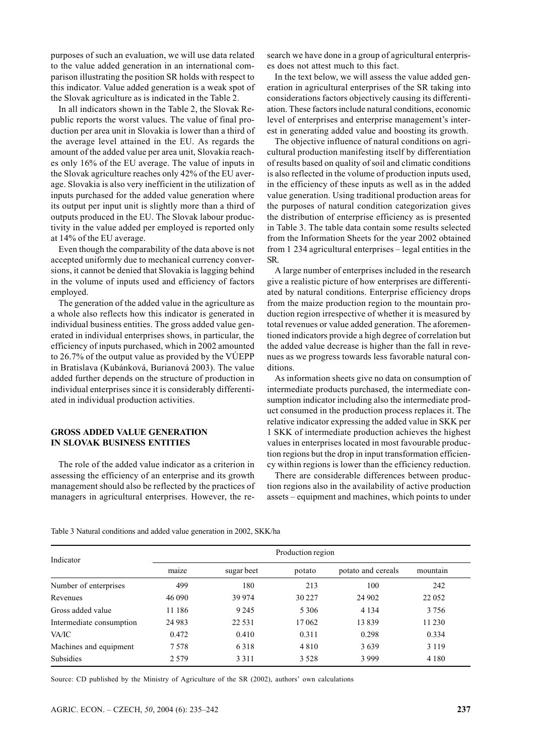purposes of such an evaluation, we will use data related to the value added generation in an international comparison illustrating the position SR holds with respect to this indicator. Value added generation is a weak spot of the Slovak agriculture as is indicated in the Table 2.

In all indicators shown in the Table 2, the Slovak Republic reports the worst values. The value of final production per area unit in Slovakia is lower than a third of the average level attained in the EU. As regards the amount of the added value per area unit, Slovakia reaches only 16% of the EU average. The value of inputs in the Slovak agriculture reaches only 42% of the EU average. Slovakia is also very inefficient in the utilization of inputs purchased for the added value generation where its output per input unit is slightly more than a third of outputs produced in the EU. The Slovak labour productivity in the value added per employed is reported only at 14% of the EU average.

Even though the comparability of the data above is not accepted uniformly due to mechanical currency conversions, it cannot be denied that Slovakia is lagging behind in the volume of inputs used and efficiency of factors employed.

The generation of the added value in the agriculture as a whole also reflects how this indicator is generated in individual business entities. The gross added value generated in individual enterprises shows, in particular, the efficiency of inputs purchased, which in 2002 amounted to 26.7% of the output value as provided by the VÚEPP in Bratislava (Kubánková, Burianová 2003). The value added further depends on the structure of production in individual enterprises since it is considerably differentiated in individual production activities.

## GROSS ADDED VALUE GENERATION IN SLOVAK BUSINESS ENTITIES

The role of the added value indicator as a criterion in assessing the efficiency of an enterprise and its growth management should also be reflected by the practices of managers in agricultural enterprises. However, the research we have done in a group of agricultural enterprises does not attest much to this fact.

In the text below, we will assess the value added generation in agricultural enterprises of the SR taking into considerations factors objectively causing its differentiation. These factors include natural conditions, economic level of enterprises and enterprise management's interest in generating added value and boosting its growth.

The objective influence of natural conditions on agricultural production manifesting itself by differentiation of results based on quality of soil and climatic conditions is also reflected in the volume of production inputs used, in the efficiency of these inputs as well as in the added value generation. Using traditional production areas for the purposes of natural condition categorization gives the distribution of enterprise efficiency as is presented in Table 3. The table data contain some results selected from the Information Sheets for the year 2002 obtained from 1 234 agricultural enterprises – legal entities in the SR.

A large number of enterprises included in the research give a realistic picture of how enterprises are differentiated by natural conditions. Enterprise efficiency drops from the maize production region to the mountain production region irrespective of whether it is measured by total revenues or value added generation. The aforementioned indicators provide a high degree of correlation but the added value decrease is higher than the fall in revenues as we progress towards less favorable natural conditions.

As information sheets give no data on consumption of intermediate products purchased, the intermediate consumption indicator including also the intermediate product consumed in the production process replaces it. The relative indicator expressing the added value in SKK per 1 SKK of intermediate production achieves the highest values in enterprises located in most favourable production regions but the drop in input transformation efficiency within regions is lower than the efficiency reduction.

There are considerable differences between production regions also in the availability of active production assets – equipment and machines, which points to under

Table 3 Natural conditions and added value generation in 2002, SKK/ha

| Indicator | Production region | | | | |
|---|---|---|---|---|---|
| | maize | sugar beet | potato | potato and cereals | mountain |
| Number of enterprises | 499 | 180 | 213 | 100 | 242 |
| Revenues | 46 090 | 39 974 | 30 227 | 24 902 | 22 052 |
| Gross added value | 11 186 | 9 245 | 5 306 | 4 134 | 3 756 |
| Intermediate consumption | 24 983 | 22 531 | 17 062 | 13 839 | 11 230 |
| VA/IC | 0.472 | 0.410 | 0.311 | 0.298 | 0.334 |
| Machines and equipment | 7 578 | 6 318 | 4 810 | 3 639 | 3 119 |
| Subsidies | 2 579 | 3 311 | 3 528 | 3 999 | 4 180 |

Source: CD published by the Ministry of Agriculture of the SR (2002), authors' own calculations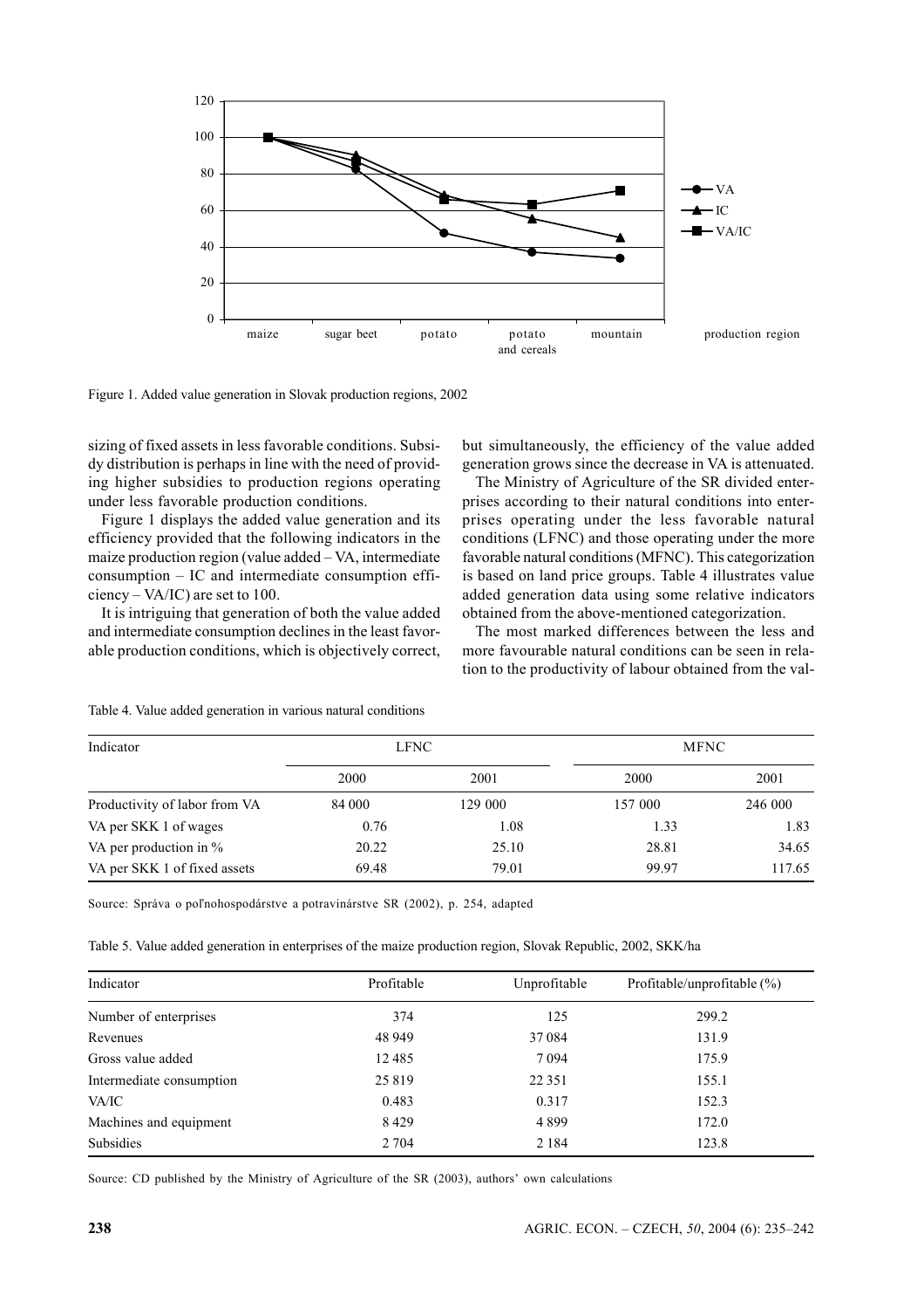Figure 1. Added value generation in Slovak production regions, 2002

sizing of fixed assets in less favorable conditions. Subsidy distribution is perhaps in line with the need of providing higher subsidies to production regions operating under less favorable production conditions.

Figure 1 displays the added value generation and its efficiency provided that the following indicators in the maize production region (value added – VA, intermediate consumption – IC and intermediate consumption efficiency – VA/IC) are set to 100.

It is intriguing that generation of both the value added and intermediate consumption declines in the least favorable production conditions, which is objectively correct, but simultaneously, the efficiency of the value added generation grows since the decrease in VA is attenuated.

The Ministry of Agriculture of the SR divided enterprises according to their natural conditions into enterprises operating under the less favorable natural conditions (LFNC) and those operating under the more favorable natural conditions (MFNC). This categorization is based on land price groups. Table 4 illustrates value added generation data using some relative indicators obtained from the above-mentioned categorization.

The most marked differences between the less and more favourable natural conditions can be seen in relation to the productivity of labour obtained from the val-

Table 4. Value added generation in various natural conditions

| Indicator | LFNC | | MFNC | |
|---|---|---|---|---|
| | 2000 | 2001 | 2000 | 2001 |
| Productivity of labor from VA | 84 000 | 129 000 | 157 000 | 246 000 |
| VA per SKK 1 of wages | 0.76 | 1.08 | 1.33 | 1.83 |
| VA per production in % | 20.22 | 25.10 | 28.81 | 34.65 |
| VA per SKK 1 of fixed assets | 69.48 | 79.01 | 99.97 | 117.65 |

Source: Správa o poľnohospodárstve a potravinárstve SR (2002), p. 254, adapted

Table 5. Value added generation in enterprises of the maize production region, Slovak Republic, 2002, SKK/ha

| Indicator | Profitable | Unprofitable | Profitable/unprofitable (%) |
|---|---|---|---|
| Number of enterprises | 374 | 125 | 299.2 |
| Revenues | 48 949 | 37 084 | 131.9 |
| Gross value added | 12 485 | 7 094 | 175.9 |
| Intermediate consumption | 25 819 | 22 351 | 155.1 |
| VA/IC | 0.483 | 0.317 | 152.3 |
| Machines and equipment | 8 429 | 4 899 | 172.0 |
| Subsidies | 2 704 | 2 184 | 123.8 |

Source: CD published by the Ministry of Agriculture of the SR (2003), authors' own calculations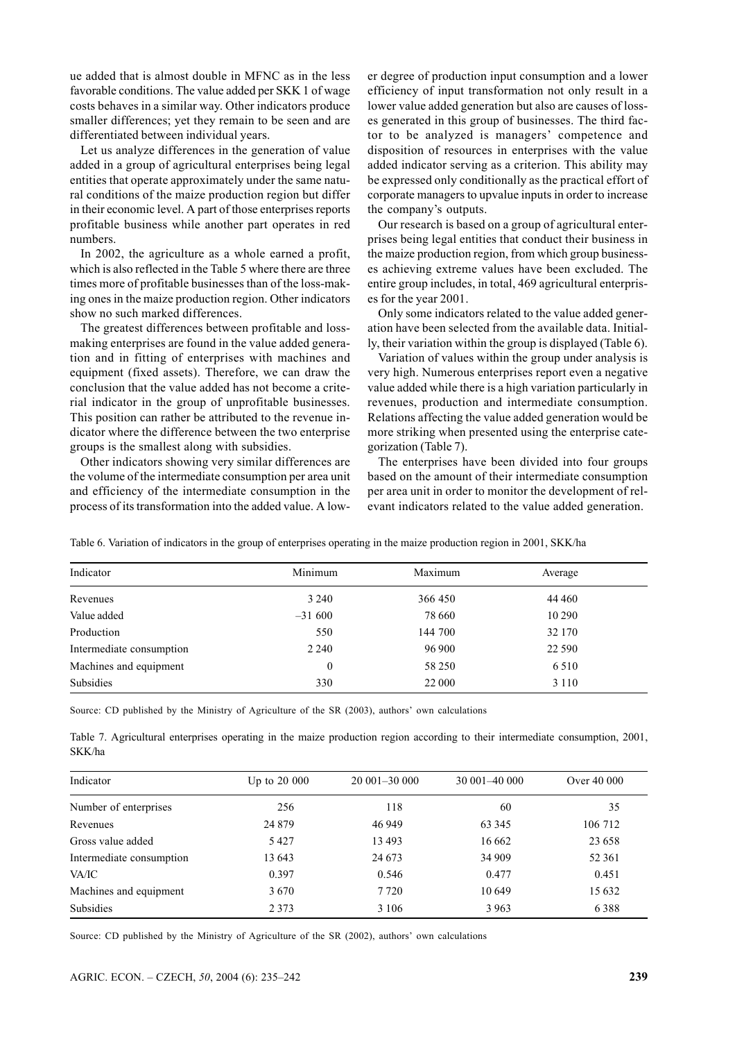ue added that is almost double in MFNC as in the less favorable conditions. The value added per SKK 1 of wage costs behaves in a similar way. Other indicators produce smaller differences; yet they remain to be seen and are differentiated between individual years.

Let us analyze differences in the generation of value added in a group of agricultural enterprises being legal entities that operate approximately under the same natural conditions of the maize production region but differ in their economic level. A part of those enterprises reports profitable business while another part operates in red numbers.

In 2002, the agriculture as a whole earned a profit, which is also reflected in the Table 5 where there are three times more of profitable businesses than of the loss-making ones in the maize production region. Other indicators show no such marked differences.

The greatest differences between profitable and loss-making enterprises are found in the value added generation and in fitting of enterprises with machines and equipment (fixed assets). Therefore, we can draw the conclusion that the value added has not become a criterial indicator in the group of unprofitable businesses. This position can rather be attributed to the revenue indicator where the difference between the two enterprise groups is the smallest along with subsidies.

Other indicators showing very similar differences are the volume of the intermediate consumption per area unit and efficiency of the intermediate consumption in the process of its transformation into the added value. A lower degree of production input consumption and a lower efficiency of input transformation not only result in a lower value added generation but also are causes of losses generated in this group of businesses. The third factor to be analyzed is managers' competence and disposition of resources in enterprises with the value added indicator serving as a criterion. This ability may be expressed only conditionally as the practical effort of corporate managers to upvalue inputs in order to increase the company's outputs.

Our research is based on a group of agricultural enterprises being legal entities that conduct their business in the maize production region, from which group businesses achieving extreme values have been excluded. The entire group includes, in total, 469 agricultural enterprises for the year 2001.

Only some indicators related to the value added generation have been selected from the available data. Initially, their variation within the group is displayed (Table 6).

Variation of values within the group under analysis is very high. Numerous enterprises report even a negative value added while there is a high variation particularly in revenues, production and intermediate consumption. Relations affecting the value added generation would be more striking when presented using the enterprise categorization (Table 7).

The enterprises have been divided into four groups based on the amount of their intermediate consumption per area unit in order to monitor the development of relevant indicators related to the value added generation.

Table 6. Variation of indicators in the group of enterprises operating in the maize production region in 2001, SKK/ha

| Indicator | Minimum | Maximum | Average |
|---|---|---|---|
| Revenues | 3 240 | 366 450 | 44 460 |
| Value added | –31 600 | 78 660 | 10 290 |
| Production | 550 | 144 700 | 32 170 |
| Intermediate consumption | 2 240 | 96 900 | 22 590 |
| Machines and equipment | 0 | 58 250 | 6 510 |
| Subsidies | 330 | 22 000 | 3 110 |

Source: CD published by the Ministry of Agriculture of the SR (2003), authors' own calculations

Table 7. Agricultural enterprises operating in the maize production region according to their intermediate consumption, 2001, SKK/ha

| Indicator | Up to 20 000 | 20 001–30 000 | 30 001–40 000 | Over 40 000 |
|---|---|---|---|---|
| Number of enterprises | 256 | 118 | 60 | 35 |
| Revenues | 24 879 | 46 949 | 63 345 | 106 712 |
| Gross value added | 5 427 | 13 493 | 16 662 | 23 658 |
| Intermediate consumption | 13 643 | 24 673 | 34 909 | 52 361 |
| VA/IC | 0.397 | 0.546 | 0.477 | 0.451 |
| Machines and equipment | 3 670 | 7 720 | 10 649 | 15 632 |
| Subsidies | 2 373 | 3 106 | 3 963 | 6 388 |

Source: CD published by the Ministry of Agriculture of the SR (2002), authors' own calculations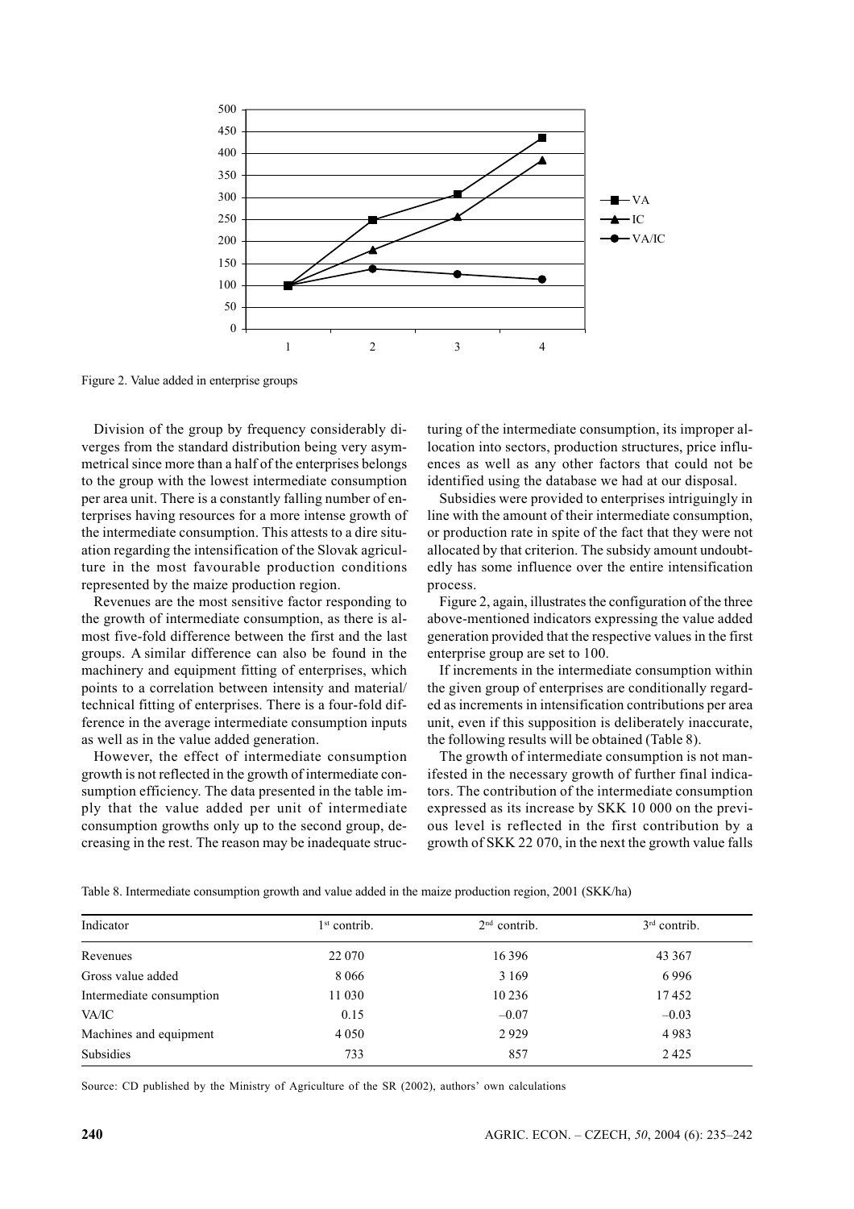Figure 2. Value added in enterprise groups

Division of the group by frequency considerably diverges from the standard distribution being very asymmetrical since more than a half of the enterprises belongs to the group with the lowest intermediate consumption per area unit. There is a constantly falling number of enterprises having resources for a more intense growth of the intermediate consumption. This attests to a dire situation regarding the intensification of the Slovak agriculture in the most favourable production conditions represented by the maize production region.

Revenues are the most sensitive factor responding to the growth of intermediate consumption, as there is almost five-fold difference between the first and the last groups. A similar difference can also be found in the machinery and equipment fitting of enterprises, which points to a correlation between intensity and material/technical fitting of enterprises. There is a four-fold difference in the average intermediate consumption inputs as well as in the value added generation.

However, the effect of intermediate consumption growth is not reflected in the growth of intermediate consumption efficiency. The data presented in the table imply that the value added per unit of intermediate consumption growths only up to the second group, decreasing in the rest. The reason may be inadequate structuring of the intermediate consumption, its improper allocation into sectors, production structures, price influences as well as any other factors that could not be identified using the database we had at our disposal.

Subsidies were provided to enterprises intriguingly in line with the amount of their intermediate consumption, or production rate in spite of the fact that they were not allocated by that criterion. The subsidy amount undoubtedly has some influence over the entire intensification process.

Figure 2, again, illustrates the configuration of the three above-mentioned indicators expressing the value added generation provided that the respective values in the first enterprise group are set to 100.

If increments in the intermediate consumption within the given group of enterprises are conditionally regarded as increments in intensification contributions per area unit, even if this supposition is deliberately inaccurate, the following results will be obtained (Table 8).

The growth of intermediate consumption is not manifested in the necessary growth of further final indicators. The contribution of the intermediate consumption expressed as its increase by SKK 10 000 on the previous level is reflected in the first contribution by a growth of SKK 22 070, in the next the growth value falls

Table 8. Intermediate consumption growth and value added in the maize production region, 2001 (SKK/ha)

| Indicator | 1st contrib. | 2nd contrib. | 3rd contrib. |
|---|---|---|---|
| Revenues | 22 070 | 16 396 | 43 367 |
| Gross value added | 8 066 | 3 169 | 6 996 |
| Intermediate consumption | 11 030 | 10 236 | 17 452 |
| VA/IC | 0.15 | –0.07 | –0.03 |
| Machines and equipment | 4 050 | 2 929 | 4 983 |
| Subsidies | 733 | 857 | 2 425 |

Source: CD published by the Ministry of Agriculture of the SR (2002), authors' own calculations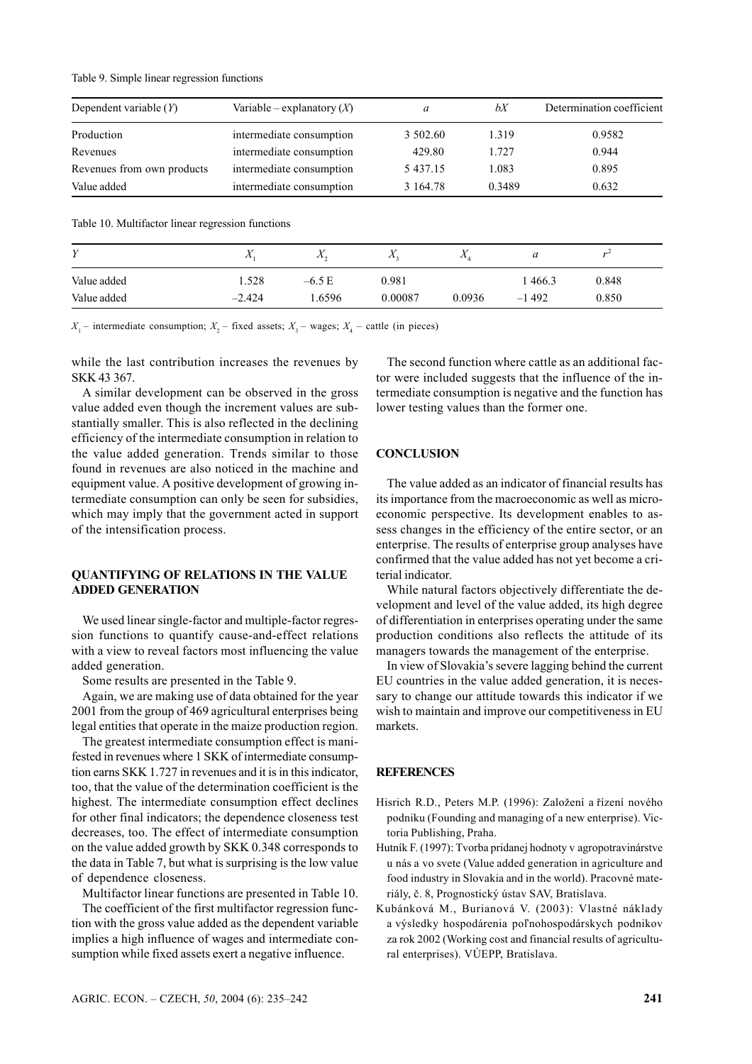Table 9. Simple linear regression functions

| Dependent variable ($Y$) | Variable – explanatory ($X$) | $a$ | $bX$ | Determination coefficient |
|---|---|---|---|---|
| Production | intermediate consumption | 3 502.60 | 1.319 | 0.9582 |
| Revenues | intermediate consumption | 429.80 | 1.727 | 0.944 |
| Revenues from own products | intermediate consumption | 5 437.15 | 1.083 | 0.895 |
| Value added | intermediate consumption | 3 164.78 | 0.3489 | 0.632 |

Table 10. Multifactor linear regression functions

| $Y$ | $X_1$ | $X_2$ | $X_3$ | $X_4$ | $a$ | $r^2$ |
|---|---|---|---|---|---|---|
| Value added | 1.528 | –6.5 E | 0.981 | | 1 466.3 | 0.848 |
| Value added | –2.424 | 1.6596 | 0.00087 | 0.0936 | –1 492 | 0.850 |

$X_1$ – intermediate consumption; $X_2$ – fixed assets; $X_3$ – wages; $X_4$ – cattle (in pieces)

while the last contribution increases the revenues by SKK 43 367.

A similar development can be observed in the gross value added even though the increment values are substantially smaller. This is also reflected in the declining efficiency of the intermediate consumption in relation to the value added generation. Trends similar to those found in revenues are also noticed in the machine and equipment value. A positive development of growing intermediate consumption can only be seen for subsidies, which may imply that the government acted in support of the intensification process.

## QUANTIFYING OF RELATIONS IN THE VALUE ADDED GENERATION

We used linear single-factor and multiple-factor regression functions to quantify cause-and-effect relations with a view to reveal factors most influencing the value added generation.

Some results are presented in the Table 9.

Again, we are making use of data obtained for the year 2001 from the group of 469 agricultural enterprises being legal entities that operate in the maize production region.

The greatest intermediate consumption effect is manifested in revenues where 1 SKK of intermediate consumption earns SKK 1.727 in revenues and it is in this indicator, too, that the value of the determination coefficient is the highest. The intermediate consumption effect declines for other final indicators; the dependence closeness test decreases, too. The effect of intermediate consumption on the value added growth by SKK 0.348 corresponds to the data in Table 7, but what is surprising is the low value of dependence closeness.

Multifactor linear functions are presented in Table 10.

The coefficient of the first multifactor regression function with the gross value added as the dependent variable implies a high influence of wages and intermediate consumption while fixed assets exert a negative influence.

The second function where cattle as an additional factor were included suggests that the influence of the intermediate consumption is negative and the function has lower testing values than the former one.

## CONCLUSION

The value added as an indicator of financial results has its importance from the macroeconomic as well as microeconomic perspective. Its development enables to assess changes in the efficiency of the entire sector, or an enterprise. The results of enterprise group analyses have confirmed that the value added has not yet become a criterial indicator.

While natural factors objectively differentiate the development and level of the value added, its high degree of differentiation in enterprises operating under the same production conditions also reflects the attitude of its managers towards the management of the enterprise.

In view of Slovakia's severe lagging behind the current EU countries in the value added generation, it is necessary to change our attitude towards this indicator if we wish to maintain and improve our competitiveness in EU markets.

## REFERENCES

Hisrich R.D., Peters M.P. (1996): Založení a řízení nového podniku (Founding and managing of a new enterprise). Victoria Publishing, Praha.

Hutník F. (1997): Tvorba pridanej hodnoty v agropotravinárstve u nás a vo svete (Value added generation in agriculture and food industry in Slovakia and in the world). Pracovné materiály, č. 8, Prognostický ústav SAV, Bratislava.

Kubánková M., Burianová V. (2003): Vlastné náklady a výsledky hospodárenia poľnohospodárskych podnikov za rok 2002 (Working cost and financial results of agricultural enterprises). VÚEPP, Bratislava.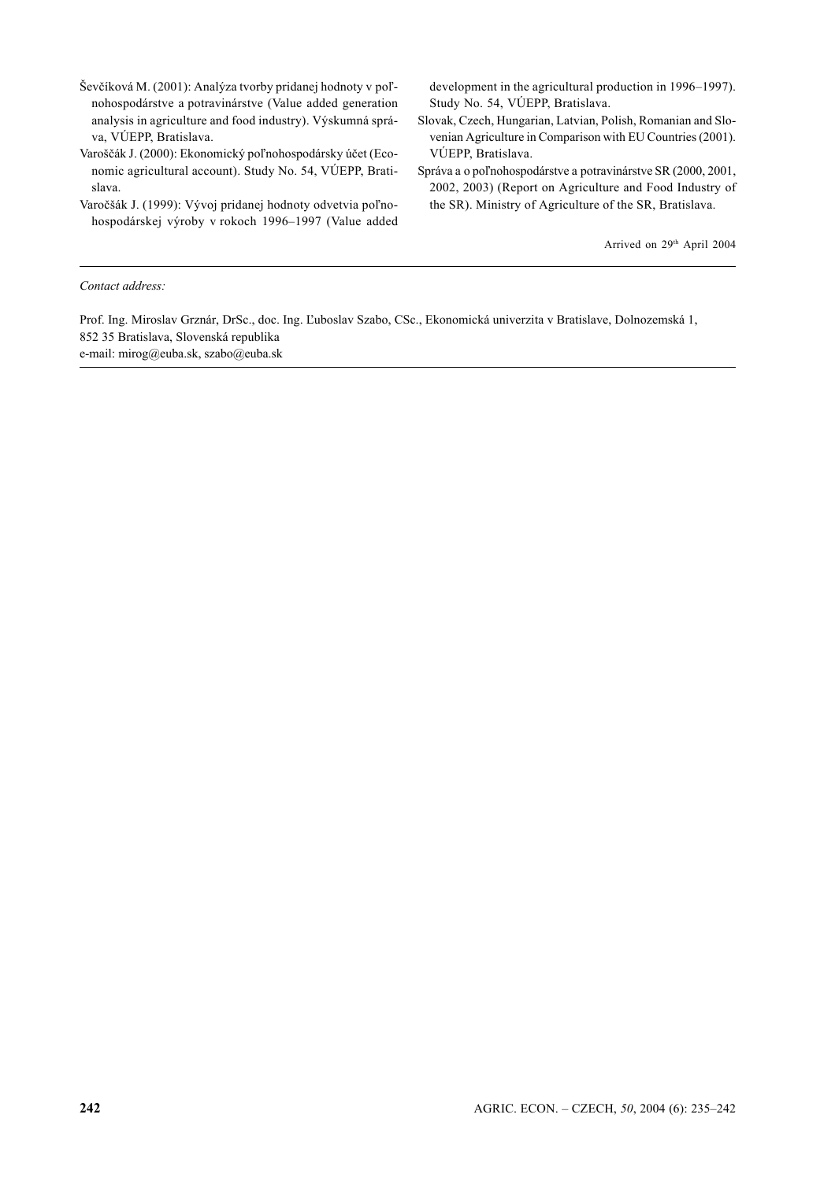Ševčíková M. (2001): Analýza tvorby pridanej hodnoty v poľnohospodárstve a potravinárstve (Value added generation analysis in agriculture and food industry). Výskumná správa, VÚEPP, Bratislava.

Varoščák J. (2000): Ekonomický poľnohospodársky účet (Economic agricultural account). Study No. 54, VÚEPP, Bratislava.

Varočšák J. (1999): Vývoj pridanej hodnoty odvetvia poľnohospodárskej výroby v rokoch 1996–1997 (Value added development in the agricultural production in 1996–1997). Study No. 54, VÚEPP, Bratislava.

Slovak, Czech, Hungarian, Latvian, Polish, Romanian and Slovenian Agriculture in Comparison with EU Countries (2001). VÚEPP, Bratislava.

Správa a o poľnohospodárstve a potravinárstve SR (2000, 2001, 2002, 2003) (Report on Agriculture and Food Industry of the SR). Ministry of Agriculture of the SR, Bratislava.

Arrived on 29th April 2004

*Contact address:*

Prof. Ing. Miroslav Grznár, DrSc., doc. Ing. Ľuboslav Szabo, CSc., Ekonomická univerzita v Bratislave, Dolnozemská 1, 852 35 Bratislava, Slovenská republika
e-mail: mirog@euba.sk, szabo@euba.sk